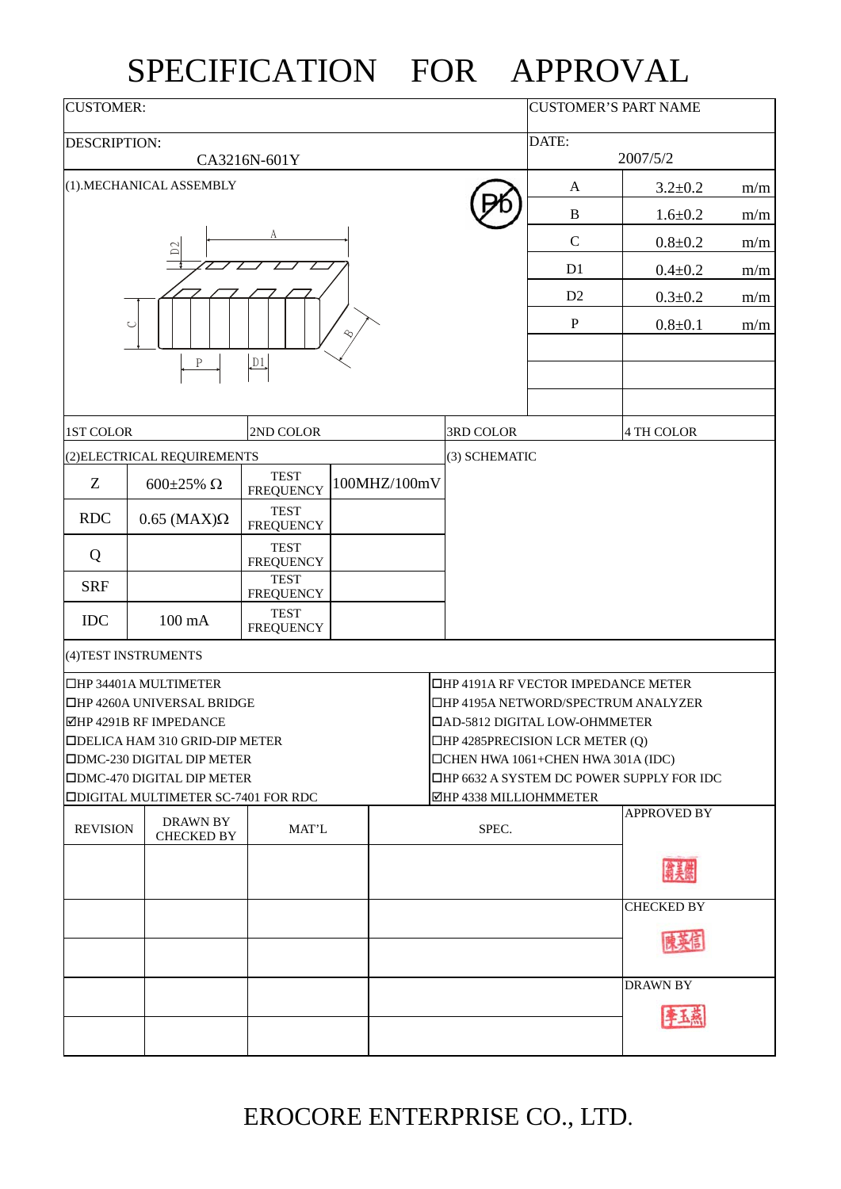# SPECIFICATION FOR APPROVAL

| CUSTOMER: | CUSTOMER'S PART NAME |
|---|---|
| DESCRIPTION: CA3216N-601Y | DATE: 2007/5/2 |

## (1).MECHANICAL ASSEMBLY

| | | |
|---|---|---|
| A | 3.2±0.2 | m/m |
| B | 1.6±0.2 | m/m |
| C | 0.8±0.2 | m/m |
| D1 | 0.4±0.2 | m/m |
| D2 | 0.3±0.2 | m/m |
| P | 0.8±0.1 | m/m |

| 1ST COLOR | 2ND COLOR | 3RD COLOR | 4 TH COLOR |
|---|---|---|---|

## (2)ELECTRICAL REQUIREMENTS

| | | | |
|---|---|---|---|
| Z | 600±25% Ω | TEST FREQUENCY | 100MHZ/100mV |
| RDC | 0.65 (MAX)Ω | TEST FREQUENCY | |
| Q | | TEST FREQUENCY | |
| SRF | | TEST FREQUENCY | |
| IDC | 100 mA | TEST FREQUENCY | |

## (3) SCHEMATIC

## (4)TEST INSTRUMENTS

- ☐HP 34401A MULTIMETER
- ☐HP 4260A UNIVERSAL BRIDGE
- ☑HP 4291B RF IMPEDANCE
- ☐DELICA HAM 310 GRID-DIP METER
- ☐DMC-230 DIGITAL DIP METER
- ☐DMC-470 DIGITAL DIP METER
- ☐DIGITAL MULTIMETER SC-7401 FOR RDC
- ☐HP 4191A RF VECTOR IMPEDANCE METER
- ☐HP 4195A NETWORD/SPECTRUM ANALYZER
- ☐AD-5812 DIGITAL LOW-OHMMETER
- ☐HP 4285PRECISION LCR METER (Q)
- ☐CHEN HWA 1061+CHEN HWA 301A (IDC)
- ☐HP 6632 A SYSTEM DC POWER SUPPLY FOR IDC
- ☑HP 4338 MILLIOHMMETER

| REVISION | DRAWN BY CHECKED BY | MAT'L | SPEC. | APPROVED BY |
|---|---|---|---|---|
| | | | | |
| | | | | CHECKED BY |
| | | | | |
| | | | | DRAWN BY |
| | | | | |

EROCORE ENTERPRISE CO., LTD.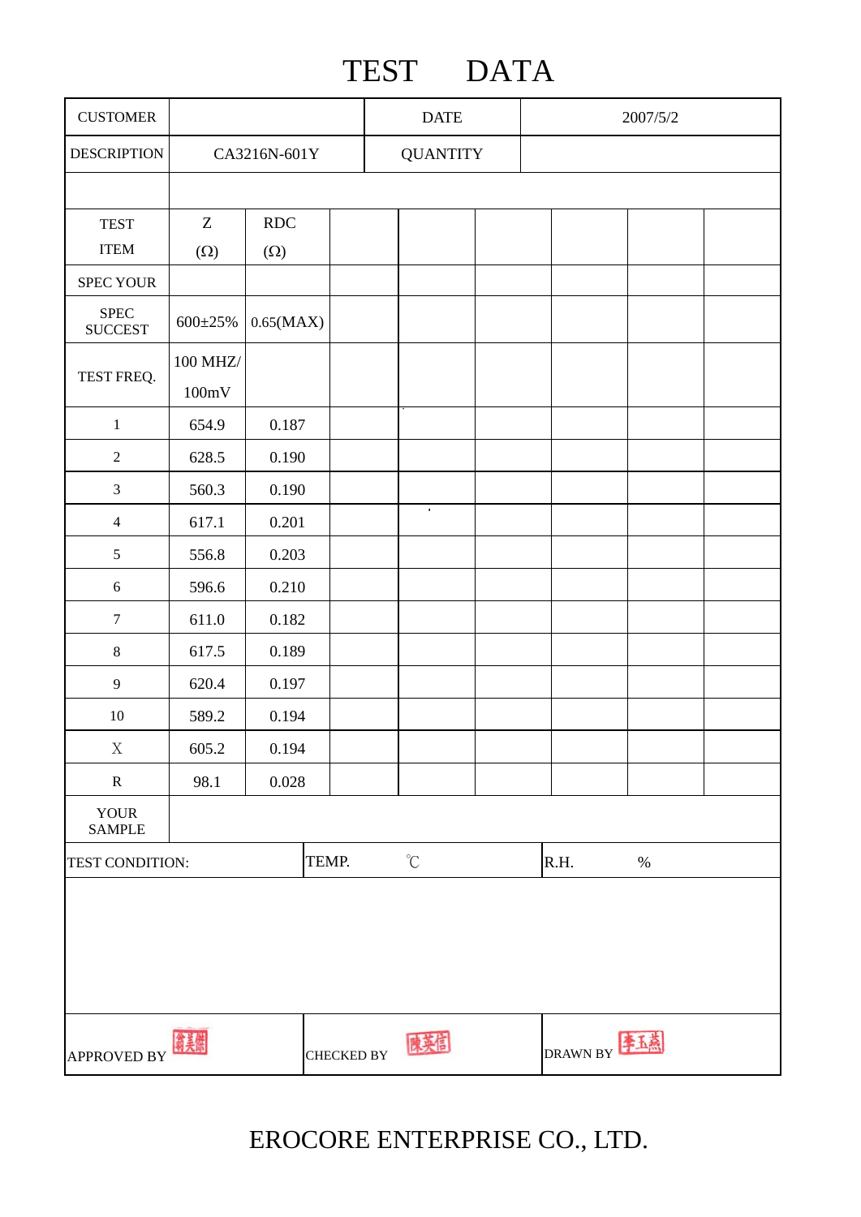# TEST DATA

| CUSTOMER | | DATE | 2007/5/2 |
|---|---|---|---|
| DESCRIPTION | CA3216N-601Y | QUANTITY | |

| TEST ITEM | Z (Ω) | RDC (Ω) | | | | | | |
|---|---|---|---|---|---|---|---|---|
| SPEC YOUR | | | | | | | | |
| SPEC SUCCEST | 600±25% | 0.65(MAX) | | | | | | |
| TEST FREQ. | 100 MHZ/ 100mV | | | | | | | |
| 1 | 654.9 | 0.187 | | | | | | |
| 2 | 628.5 | 0.190 | | | | | | |
| 3 | 560.3 | 0.190 | | | | | | |
| 4 | 617.1 | 0.201 | | | | | | |
| 5 | 556.8 | 0.203 | | | | | | |
| 6 | 596.6 | 0.210 | | | | | | |
| 7 | 611.0 | 0.182 | | | | | | |
| 8 | 617.5 | 0.189 | | | | | | |
| 9 | 620.4 | 0.197 | | | | | | |
| 10 | 589.2 | 0.194 | | | | | | |
| X | 605.2 | 0.194 | | | | | | |
| R | 98.1 | 0.028 | | | | | | |
| YOUR SAMPLE | | | | | | | | |

| TEST CONDITION: | TEMP. ℃ | R.H. % |
|---|---|---|

| APPROVED BY 翁美傑 | CHECKED BY 陳英信 | DRAWN BY 李玉燕 |
|---|---|---|

EROCORE ENTERPRISE CO., LTD.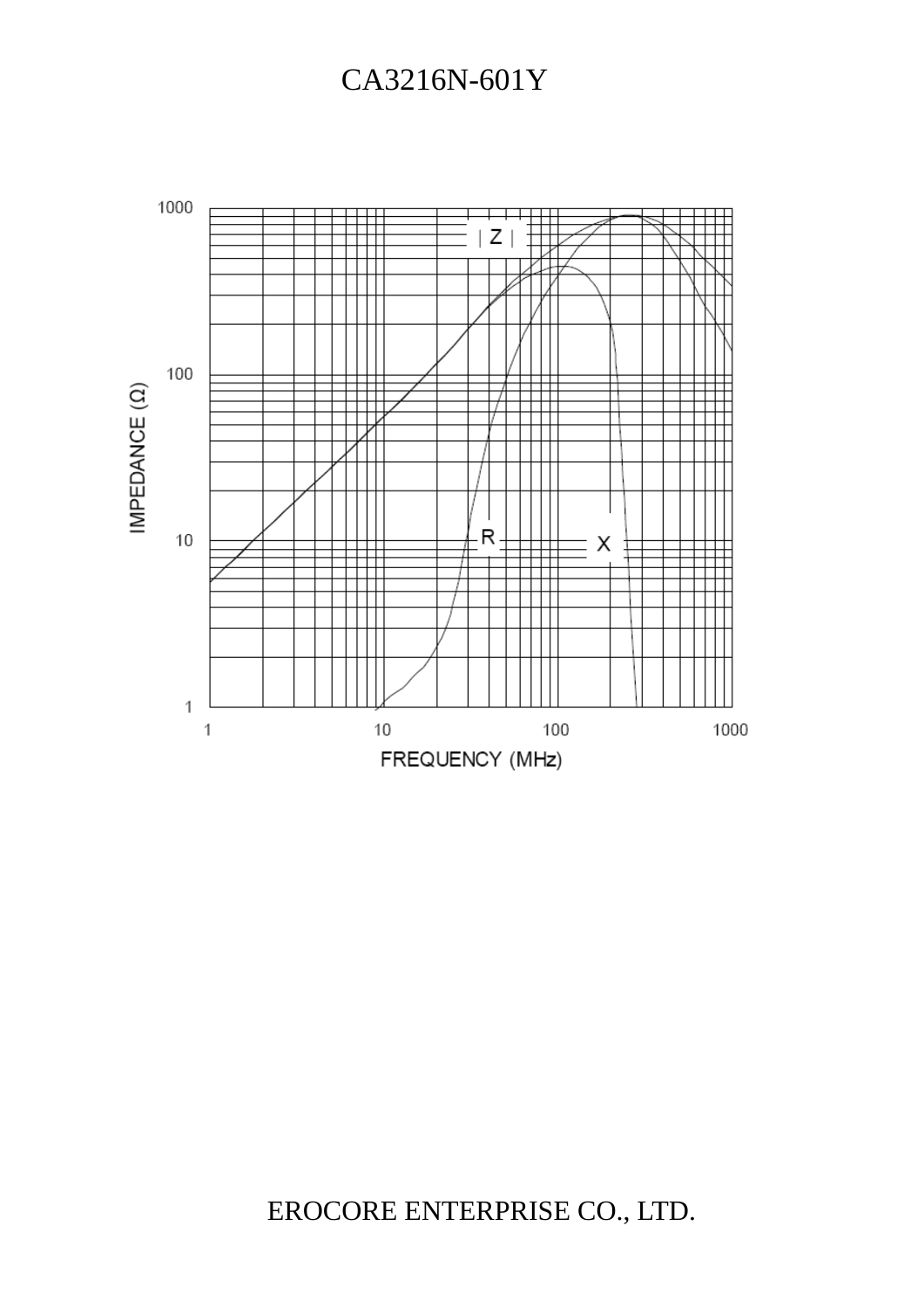# CA3216N-601Y

1000

| Z |

100

IMPEDANCE (Ω)

10

R

X

1

1

10

100

1000

FREQUENCY (MHz)

EROCORE ENTERPRISE CO., LTD.